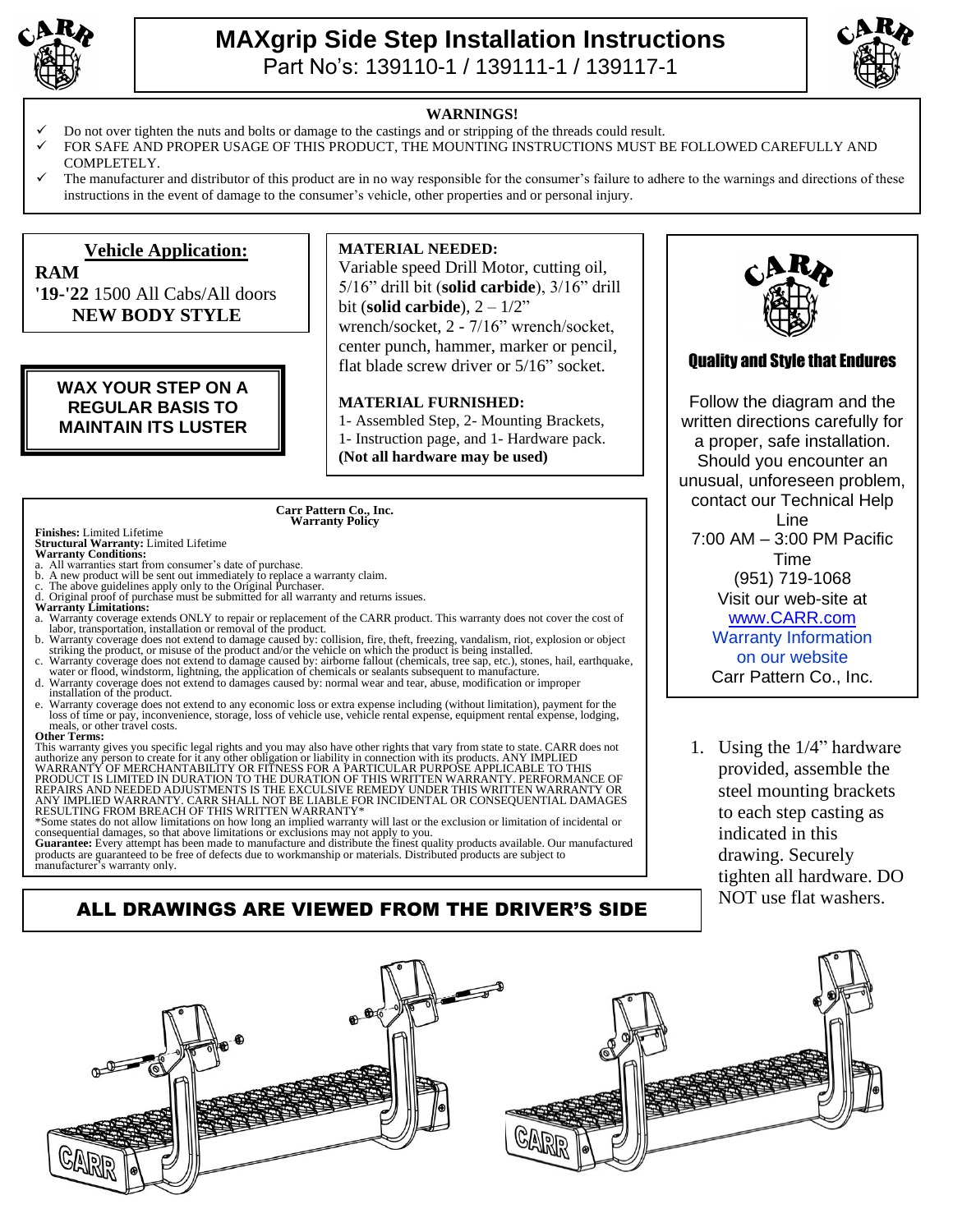# MAXgrip Side Step Installation Instructions

Part No's: 139110-1 / 139111-1 / 139117-1

**WARNINGS!**

- ✓ Do not over tighten the nuts and bolts or damage to the castings and or stripping of the threads could result.
- ✓ FOR SAFE AND PROPER USAGE OF THIS PRODUCT, THE MOUNTING INSTRUCTIONS MUST BE FOLLOWED CAREFULLY AND COMPLETELY.
- ✓ The manufacturer and distributor of this product are in no way responsible for the consumer's failure to adhere to the warnings and directions of these instructions in the event of damage to the consumer's vehicle, other properties and or personal injury.

**Vehicle Application:**

**RAM**
**'19-'22** 1500 All Cabs/All doors
**NEW BODY STYLE**

**WAX YOUR STEP ON A REGULAR BASIS TO MAINTAIN ITS LUSTER**

**MATERIAL NEEDED:**
Variable speed Drill Motor, cutting oil, 5/16" drill bit (**solid carbide**), 3/16" drill bit (**solid carbide**), 2 – 1/2" wrench/socket, 2 - 7/16" wrench/socket, center punch, hammer, marker or pencil, flat blade screw driver or 5/16" socket.

**MATERIAL FURNISHED:**
1- Assembled Step, 2- Mounting Brackets, 1- Instruction page, and 1- Hardware pack.
**(Not all hardware may be used)**

**Quality and Style that Endures**

Follow the diagram and the written directions carefully for a proper, safe installation. Should you encounter an unusual, unforeseen problem, contact our Technical Help Line
7:00 AM – 3:00 PM Pacific Time
(951) 719-1068
Visit our web-site at
www.CARR.com
Warranty Information on our website
Carr Pattern Co., Inc.

**Carr Pattern Co., Inc.**
**Warranty Policy**

**Finishes:** Limited Lifetime
**Structural Warranty:** Limited Lifetime
**Warranty Conditions:**
a. All warranties start from consumer's date of purchase.
b. A new product will be sent out immediately to replace a warranty claim.
c. The above guidelines apply only to the Original Purchaser.
d. Original proof of purchase must be submitted for all warranty and returns issues.

**Warranty Limitations:**
a. Warranty coverage extends ONLY to repair or replacement of the CARR product. This warranty does not cover the cost of labor, transportation, installation or removal of the product.
b. Warranty coverage does not extend to damage caused by: collision, fire, theft, freezing, vandalism, riot, explosion or object striking the product, or misuse of the product and/or the vehicle on which the product is being installed.
c. Warranty coverage does not extend to damage caused by: airborne fallout (chemicals, tree sap, etc.), stones, hail, earthquake, water or flood, windstorm, lightning, the application of chemicals or sealants subsequent to manufacture.
d. Warranty coverage does not extend to damages caused by: normal wear and tear, abuse, modification or improper installation of the product.
e. Warranty coverage does not extend to any economic loss or extra expense including (without limitation), payment for the loss of time or pay, inconvenience, storage, loss of vehicle use, vehicle rental expense, equipment rental expense, lodging, meals, or other travel costs.

**Other Terms:**
This warranty gives you specific legal rights and you may also have other rights that vary from state to state. CARR does not authorize any person to create for it any other obligation or liability in connection with its products. ANY IMPLIED WARRANTY OF MERCHANTABILITY OR FITNESS FOR A PARTICULAR PURPOSE APPLICABLE TO THIS PRODUCT IS LIMITED IN DURATION TO THE DURATION OF THIS WRITTEN WARRANTY. PERFORMANCE OF REPAIRS AND NEEDED ADJUSTMENTS IS THE EXCULSIVE REMEDY UNDER THIS WRITTEN WARRANTY OR ANY IMPLIED WARRANTY. CARR SHALL NOT BE LIABLE FOR INCIDENTAL OR CONSEQUENTIAL DAMAGES RESULTING FROM BREACH OF THIS WRITTEN WARRANTY*
*Some states do not allow limitations on how long an implied warranty will last or the exclusion or limitation of incidental or consequential damages, so that above limitations or exclusions may not apply to you.
**Guarantee:** Every attempt has been made to manufacture and distribute the finest quality products available. Our manufactured products are guaranteed to be free of defects due to workmanship or materials. Distributed products are subject to manufacturer's warranty only.

**ALL DRAWINGS ARE VIEWED FROM THE DRIVER'S SIDE**

1. Using the 1/4" hardware provided, assemble the steel mounting brackets to each step casting as indicated in this drawing. Securely tighten all hardware. DO NOT use flat washers.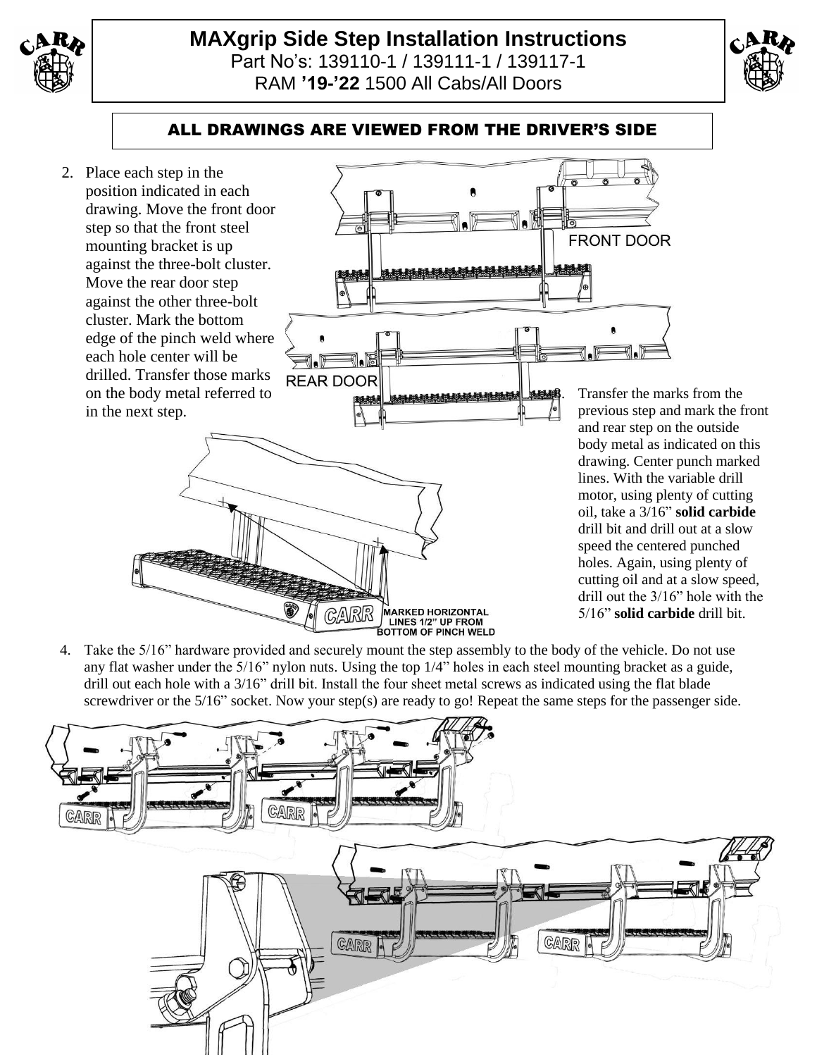# MAXgrip Side Step Installation Instructions

Part No's: 139110-1 / 139111-1 / 139117-1

RAM **'19-'22** 1500 All Cabs/All Doors

**ALL DRAWINGS ARE VIEWED FROM THE DRIVER'S SIDE**

2. Place each step in the position indicated in each drawing. Move the front door step so that the front steel mounting bracket is up against the three-bolt cluster. Move the rear door step against the other three-bolt cluster. Mark the bottom edge of the pinch weld where each hole center will be drilled. Transfer those marks on the body metal referred to in the next step.

FRONT DOOR

REAR DOOR

3. Transfer the marks from the previous step and mark the front and rear step on the outside body metal as indicated on this drawing. Center punch marked lines. With the variable drill motor, using plenty of cutting oil, take a 3/16" **solid carbide** drill bit and drill out at a slow speed the centered punched holes. Again, using plenty of cutting oil and at a slow speed, drill out the 3/16" hole with the 5/16" **solid carbide** drill bit.

MARKED HORIZONTAL LINES 1/2" UP FROM BOTTOM OF PINCH WELD

4. Take the 5/16" hardware provided and securely mount the step assembly to the body of the vehicle. Do not use any flat washer under the 5/16" nylon nuts. Using the top 1/4" holes in each steel mounting bracket as a guide, drill out each hole with a 3/16" drill bit. Install the four sheet metal screws as indicated using the flat blade screwdriver or the 5/16" socket. Now your step(s) are ready to go! Repeat the same steps for the passenger side.